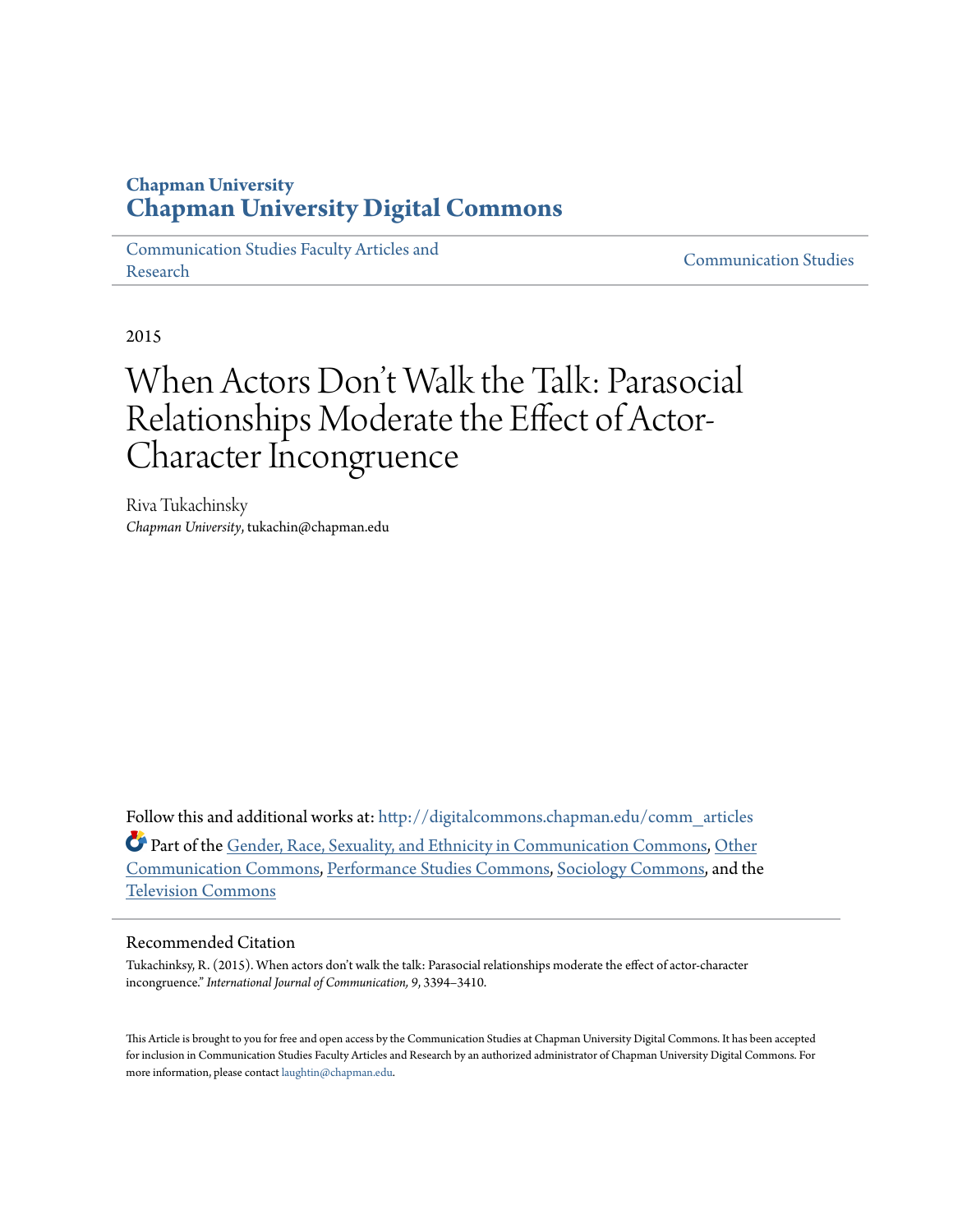**Chapman University**
**Chapman University Digital Commons**

Communication Studies Faculty Articles and Research | Communication Studies

2015

# When Actors Don't Walk the Talk: Parasocial Relationships Moderate the Effect of Actor-Character Incongruence

Riva Tukachinsky
*Chapman University*, tukachin@chapman.edu

Follow this and additional works at: http://digitalcommons.chapman.edu/comm_articles

Part of the Gender, Race, Sexuality, and Ethnicity in Communication Commons, Other Communication Commons, Performance Studies Commons, Sociology Commons, and the Television Commons

## Recommended Citation

Tukachinksy, R. (2015). When actors don't walk the talk: Parasocial relationships moderate the effect of actor-character incongruence." *International Journal of Communication, 9*, 3394–3410.

This Article is brought to you for free and open access by the Communication Studies at Chapman University Digital Commons. It has been accepted for inclusion in Communication Studies Faculty Articles and Research by an authorized administrator of Chapman University Digital Commons. For more information, please contact laughtin@chapman.edu.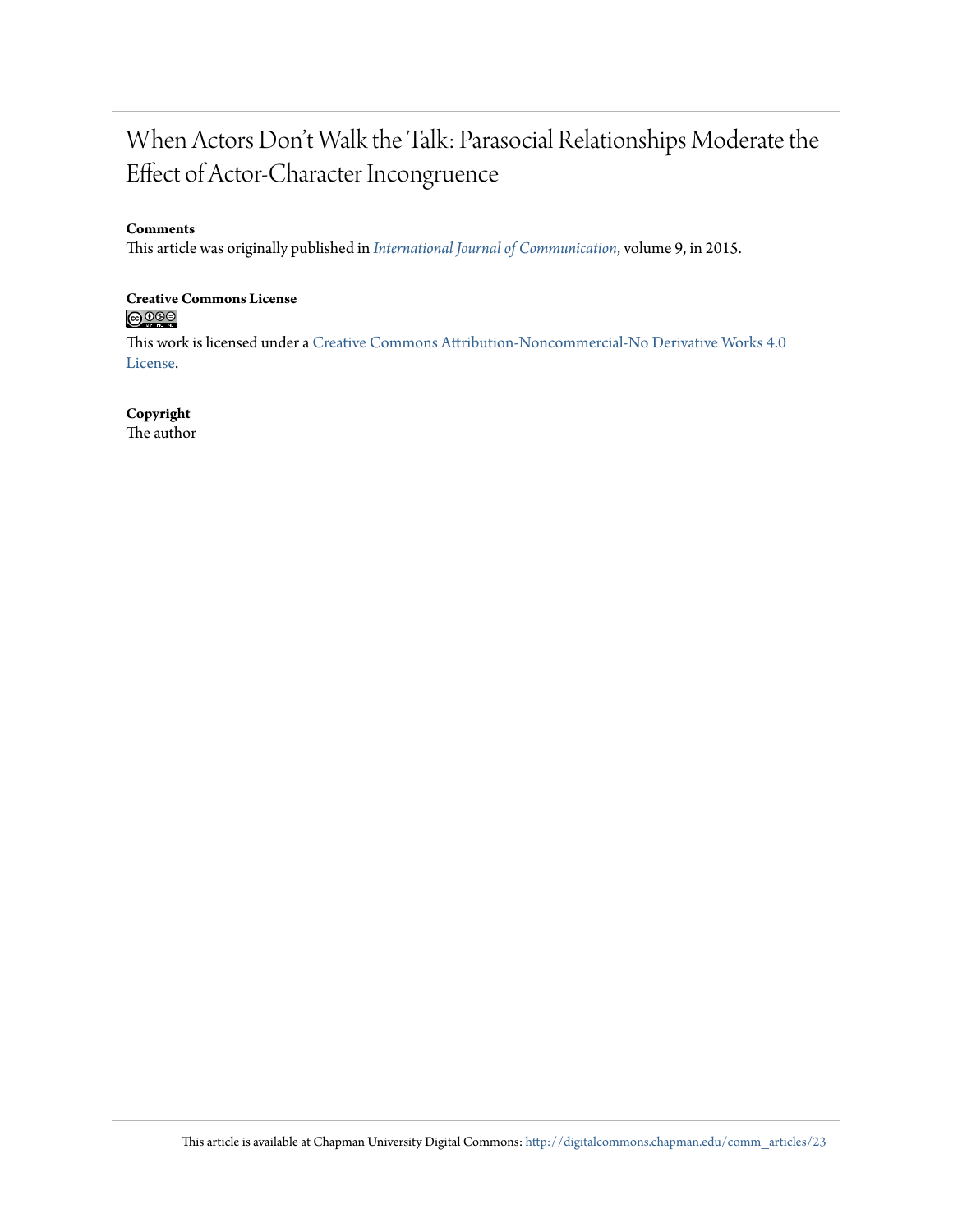# When Actors Don't Walk the Talk: Parasocial Relationships Moderate the Effect of Actor-Character Incongruence

**Comments**

This article was originally published in *International Journal of Communication*, volume 9, in 2015.

**Creative Commons License**

This work is licensed under a Creative Commons Attribution-Noncommercial-No Derivative Works 4.0 License.

**Copyright**

The author

This article is available at Chapman University Digital Commons: http://digitalcommons.chapman.edu/comm_articles/23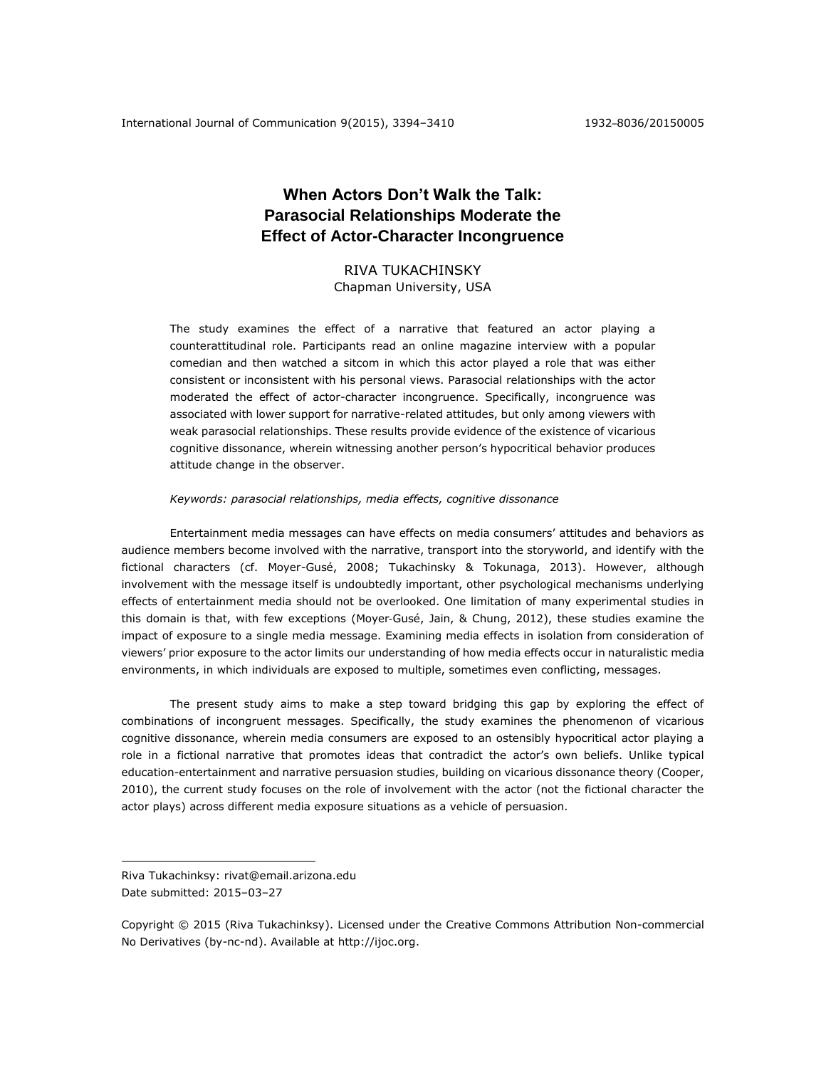# When Actors Don't Walk the Talk: Parasocial Relationships Moderate the Effect of Actor-Character Incongruence

RIVA TUKACHINSKY
Chapman University, USA

The study examines the effect of a narrative that featured an actor playing a counterattitudinal role. Participants read an online magazine interview with a popular comedian and then watched a sitcom in which this actor played a role that was either consistent or inconsistent with his personal views. Parasocial relationships with the actor moderated the effect of actor-character incongruence. Specifically, incongruence was associated with lower support for narrative-related attitudes, but only among viewers with weak parasocial relationships. These results provide evidence of the existence of vicarious cognitive dissonance, wherein witnessing another person's hypocritical behavior produces attitude change in the observer.

*Keywords: parasocial relationships, media effects, cognitive dissonance*

Entertainment media messages can have effects on media consumers' attitudes and behaviors as audience members become involved with the narrative, transport into the storyworld, and identify with the fictional characters (cf. Moyer-Gusé, 2008; Tukachinsky & Tokunaga, 2013). However, although involvement with the message itself is undoubtedly important, other psychological mechanisms underlying effects of entertainment media should not be overlooked. One limitation of many experimental studies in this domain is that, with few exceptions (Moyer-Gusé, Jain, & Chung, 2012), these studies examine the impact of exposure to a single media message. Examining media effects in isolation from consideration of viewers' prior exposure to the actor limits our understanding of how media effects occur in naturalistic media environments, in which individuals are exposed to multiple, sometimes even conflicting, messages.

The present study aims to make a step toward bridging this gap by exploring the effect of combinations of incongruent messages. Specifically, the study examines the phenomenon of vicarious cognitive dissonance, wherein media consumers are exposed to an ostensibly hypocritical actor playing a role in a fictional narrative that promotes ideas that contradict the actor's own beliefs. Unlike typical education-entertainment and narrative persuasion studies, building on vicarious dissonance theory (Cooper, 2010), the current study focuses on the role of involvement with the actor (not the fictional character the actor plays) across different media exposure situations as a vehicle of persuasion.

---

Riva Tukachinksy: rivat@email.arizona.edu
Date submitted: 2015–03–27

Copyright © 2015 (Riva Tukachinksy). Licensed under the Creative Commons Attribution Non-commercial No Derivatives (by-nc-nd). Available at http://ijoc.org.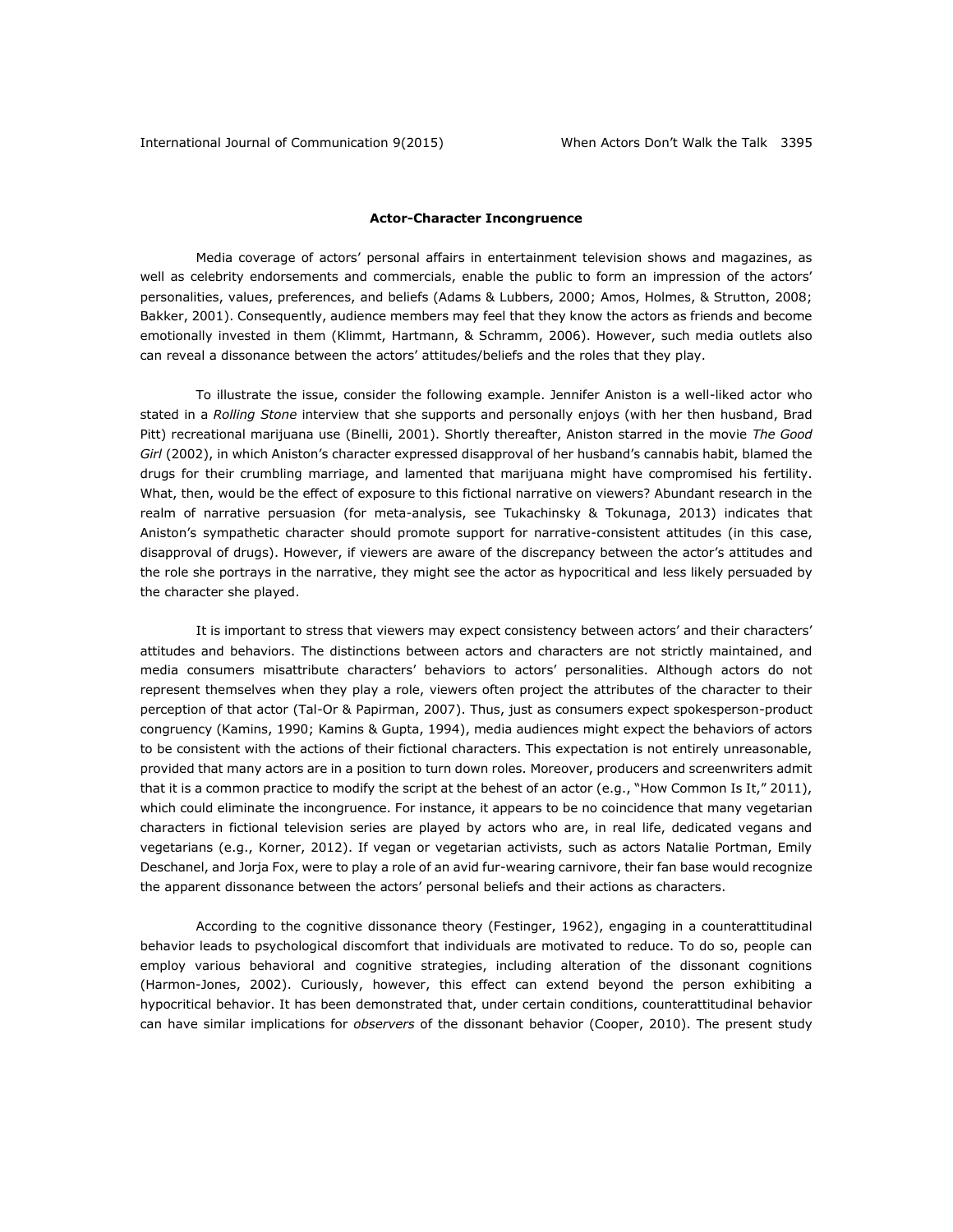### Actor-Character Incongruence

Media coverage of actors' personal affairs in entertainment television shows and magazines, as well as celebrity endorsements and commercials, enable the public to form an impression of the actors' personalities, values, preferences, and beliefs (Adams & Lubbers, 2000; Amos, Holmes, & Strutton, 2008; Bakker, 2001). Consequently, audience members may feel that they know the actors as friends and become emotionally invested in them (Klimmt, Hartmann, & Schramm, 2006). However, such media outlets also can reveal a dissonance between the actors' attitudes/beliefs and the roles that they play.

To illustrate the issue, consider the following example. Jennifer Aniston is a well-liked actor who stated in a *Rolling Stone* interview that she supports and personally enjoys (with her then husband, Brad Pitt) recreational marijuana use (Binelli, 2001). Shortly thereafter, Aniston starred in the movie *The Good Girl* (2002), in which Aniston's character expressed disapproval of her husband's cannabis habit, blamed the drugs for their crumbling marriage, and lamented that marijuana might have compromised his fertility. What, then, would be the effect of exposure to this fictional narrative on viewers? Abundant research in the realm of narrative persuasion (for meta-analysis, see Tukachinsky & Tokunaga, 2013) indicates that Aniston's sympathetic character should promote support for narrative-consistent attitudes (in this case, disapproval of drugs). However, if viewers are aware of the discrepancy between the actor's attitudes and the role she portrays in the narrative, they might see the actor as hypocritical and less likely persuaded by the character she played.

It is important to stress that viewers may expect consistency between actors' and their characters' attitudes and behaviors. The distinctions between actors and characters are not strictly maintained, and media consumers misattribute characters' behaviors to actors' personalities. Although actors do not represent themselves when they play a role, viewers often project the attributes of the character to their perception of that actor (Tal-Or & Papirman, 2007). Thus, just as consumers expect spokesperson-product congruency (Kamins, 1990; Kamins & Gupta, 1994), media audiences might expect the behaviors of actors to be consistent with the actions of their fictional characters. This expectation is not entirely unreasonable, provided that many actors are in a position to turn down roles. Moreover, producers and screenwriters admit that it is a common practice to modify the script at the behest of an actor (e.g., "How Common Is It," 2011), which could eliminate the incongruence. For instance, it appears to be no coincidence that many vegetarian characters in fictional television series are played by actors who are, in real life, dedicated vegans and vegetarians (e.g., Korner, 2012). If vegan or vegetarian activists, such as actors Natalie Portman, Emily Deschanel, and Jorja Fox, were to play a role of an avid fur-wearing carnivore, their fan base would recognize the apparent dissonance between the actors' personal beliefs and their actions as characters.

According to the cognitive dissonance theory (Festinger, 1962), engaging in a counterattitudinal behavior leads to psychological discomfort that individuals are motivated to reduce. To do so, people can employ various behavioral and cognitive strategies, including alteration of the dissonant cognitions (Harmon-Jones, 2002). Curiously, however, this effect can extend beyond the person exhibiting a hypocritical behavior. It has been demonstrated that, under certain conditions, counterattitudinal behavior can have similar implications for *observers* of the dissonant behavior (Cooper, 2010). The present study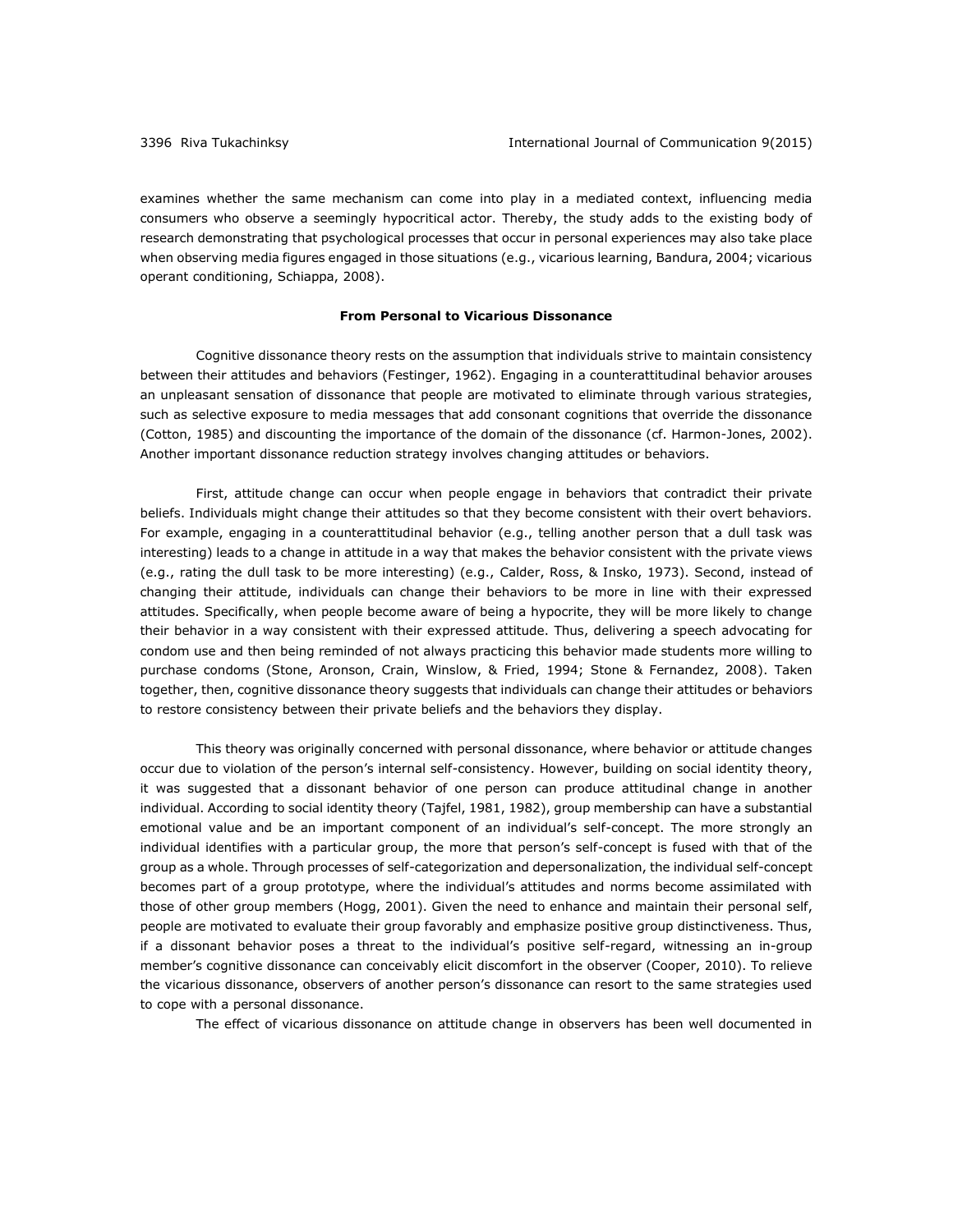examines whether the same mechanism can come into play in a mediated context, influencing media consumers who observe a seemingly hypocritical actor. Thereby, the study adds to the existing body of research demonstrating that psychological processes that occur in personal experiences may also take place when observing media figures engaged in those situations (e.g., vicarious learning, Bandura, 2004; vicarious operant conditioning, Schiappa, 2008).

## From Personal to Vicarious Dissonance

Cognitive dissonance theory rests on the assumption that individuals strive to maintain consistency between their attitudes and behaviors (Festinger, 1962). Engaging in a counterattitudinal behavior arouses an unpleasant sensation of dissonance that people are motivated to eliminate through various strategies, such as selective exposure to media messages that add consonant cognitions that override the dissonance (Cotton, 1985) and discounting the importance of the domain of the dissonance (cf. Harmon-Jones, 2002). Another important dissonance reduction strategy involves changing attitudes or behaviors.

First, attitude change can occur when people engage in behaviors that contradict their private beliefs. Individuals might change their attitudes so that they become consistent with their overt behaviors. For example, engaging in a counterattitudinal behavior (e.g., telling another person that a dull task was interesting) leads to a change in attitude in a way that makes the behavior consistent with the private views (e.g., rating the dull task to be more interesting) (e.g., Calder, Ross, & Insko, 1973). Second, instead of changing their attitude, individuals can change their behaviors to be more in line with their expressed attitudes. Specifically, when people become aware of being a hypocrite, they will be more likely to change their behavior in a way consistent with their expressed attitude. Thus, delivering a speech advocating for condom use and then being reminded of not always practicing this behavior made students more willing to purchase condoms (Stone, Aronson, Crain, Winslow, & Fried, 1994; Stone & Fernandez, 2008). Taken together, then, cognitive dissonance theory suggests that individuals can change their attitudes or behaviors to restore consistency between their private beliefs and the behaviors they display.

This theory was originally concerned with personal dissonance, where behavior or attitude changes occur due to violation of the person's internal self-consistency. However, building on social identity theory, it was suggested that a dissonant behavior of one person can produce attitudinal change in another individual. According to social identity theory (Tajfel, 1981, 1982), group membership can have a substantial emotional value and be an important component of an individual's self-concept. The more strongly an individual identifies with a particular group, the more that person's self-concept is fused with that of the group as a whole. Through processes of self-categorization and depersonalization, the individual self-concept becomes part of a group prototype, where the individual's attitudes and norms become assimilated with those of other group members (Hogg, 2001). Given the need to enhance and maintain their personal self, people are motivated to evaluate their group favorably and emphasize positive group distinctiveness. Thus, if a dissonant behavior poses a threat to the individual's positive self-regard, witnessing an in-group member's cognitive dissonance can conceivably elicit discomfort in the observer (Cooper, 2010). To relieve the vicarious dissonance, observers of another person's dissonance can resort to the same strategies used to cope with a personal dissonance.

The effect of vicarious dissonance on attitude change in observers has been well documented in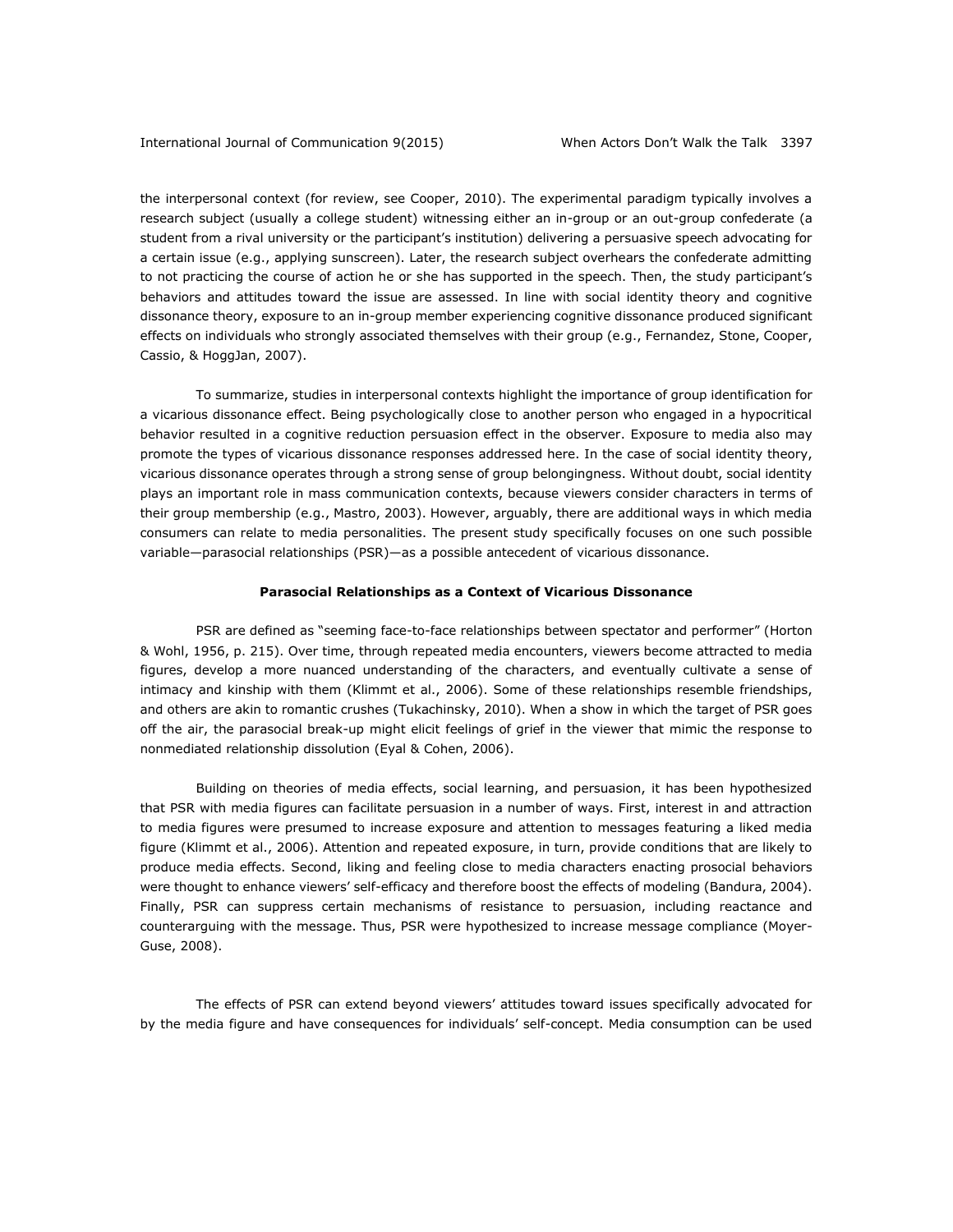the interpersonal context (for review, see Cooper, 2010). The experimental paradigm typically involves a research subject (usually a college student) witnessing either an in-group or an out-group confederate (a student from a rival university or the participant's institution) delivering a persuasive speech advocating for a certain issue (e.g., applying sunscreen). Later, the research subject overhears the confederate admitting to not practicing the course of action he or she has supported in the speech. Then, the study participant's behaviors and attitudes toward the issue are assessed. In line with social identity theory and cognitive dissonance theory, exposure to an in-group member experiencing cognitive dissonance produced significant effects on individuals who strongly associated themselves with their group (e.g., Fernandez, Stone, Cooper, Cassio, & HoggJan, 2007).

To summarize, studies in interpersonal contexts highlight the importance of group identification for a vicarious dissonance effect. Being psychologically close to another person who engaged in a hypocritical behavior resulted in a cognitive reduction persuasion effect in the observer. Exposure to media also may promote the types of vicarious dissonance responses addressed here. In the case of social identity theory, vicarious dissonance operates through a strong sense of group belongingness. Without doubt, social identity plays an important role in mass communication contexts, because viewers consider characters in terms of their group membership (e.g., Mastro, 2003). However, arguably, there are additional ways in which media consumers can relate to media personalities. The present study specifically focuses on one such possible variable—parasocial relationships (PSR)—as a possible antecedent of vicarious dissonance.

### Parasocial Relationships as a Context of Vicarious Dissonance

PSR are defined as "seeming face-to-face relationships between spectator and performer" (Horton & Wohl, 1956, p. 215). Over time, through repeated media encounters, viewers become attracted to media figures, develop a more nuanced understanding of the characters, and eventually cultivate a sense of intimacy and kinship with them (Klimmt et al., 2006). Some of these relationships resemble friendships, and others are akin to romantic crushes (Tukachinsky, 2010). When a show in which the target of PSR goes off the air, the parasocial break-up might elicit feelings of grief in the viewer that mimic the response to nonmediated relationship dissolution (Eyal & Cohen, 2006).

Building on theories of media effects, social learning, and persuasion, it has been hypothesized that PSR with media figures can facilitate persuasion in a number of ways. First, interest in and attraction to media figures were presumed to increase exposure and attention to messages featuring a liked media figure (Klimmt et al., 2006). Attention and repeated exposure, in turn, provide conditions that are likely to produce media effects. Second, liking and feeling close to media characters enacting prosocial behaviors were thought to enhance viewers' self-efficacy and therefore boost the effects of modeling (Bandura, 2004). Finally, PSR can suppress certain mechanisms of resistance to persuasion, including reactance and counterarguing with the message. Thus, PSR were hypothesized to increase message compliance (Moyer-Guse, 2008).

The effects of PSR can extend beyond viewers' attitudes toward issues specifically advocated for by the media figure and have consequences for individuals' self-concept. Media consumption can be used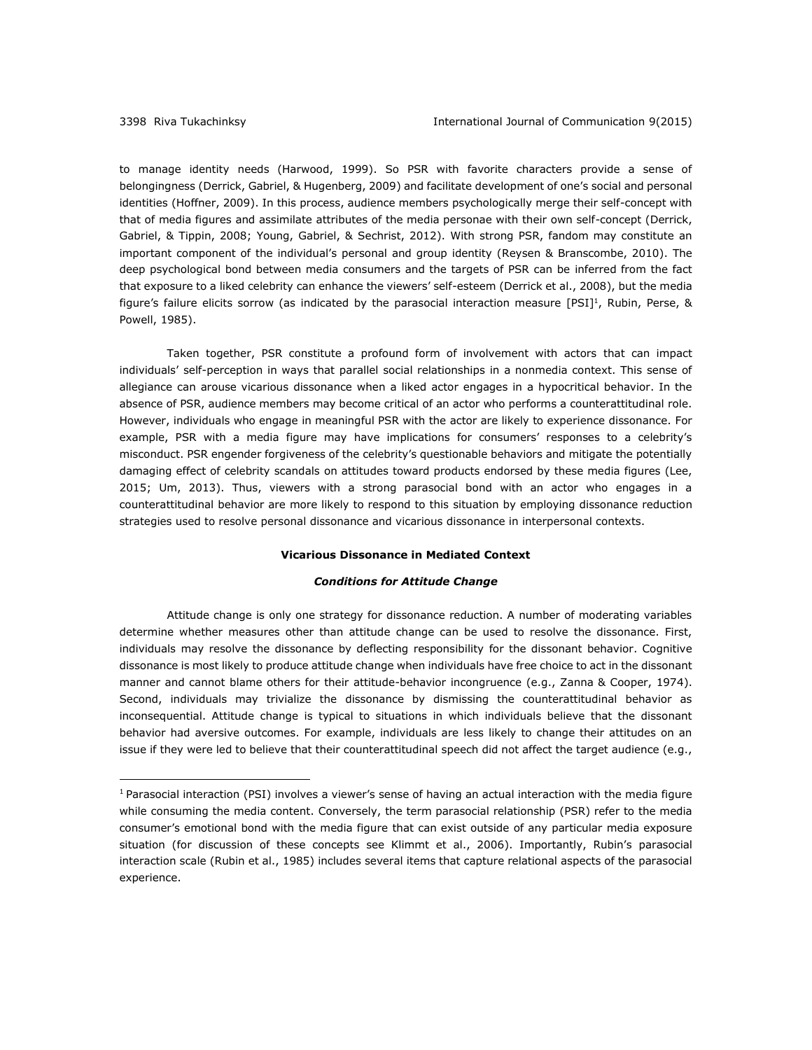to manage identity needs (Harwood, 1999). So PSR with favorite characters provide a sense of belongingness (Derrick, Gabriel, & Hugenberg, 2009) and facilitate development of one's social and personal identities (Hoffner, 2009). In this process, audience members psychologically merge their self-concept with that of media figures and assimilate attributes of the media personae with their own self-concept (Derrick, Gabriel, & Tippin, 2008; Young, Gabriel, & Sechrist, 2012). With strong PSR, fandom may constitute an important component of the individual's personal and group identity (Reysen & Branscombe, 2010). The deep psychological bond between media consumers and the targets of PSR can be inferred from the fact that exposure to a liked celebrity can enhance the viewers' self-esteem (Derrick et al., 2008), but the media figure's failure elicits sorrow (as indicated by the parasocial interaction measure [PSI][1], Rubin, Perse, & Powell, 1985).

Taken together, PSR constitute a profound form of involvement with actors that can impact individuals' self-perception in ways that parallel social relationships in a nonmedia context. This sense of allegiance can arouse vicarious dissonance when a liked actor engages in a hypocritical behavior. In the absence of PSR, audience members may become critical of an actor who performs a counterattitudinal role. However, individuals who engage in meaningful PSR with the actor are likely to experience dissonance. For example, PSR with a media figure may have implications for consumers' responses to a celebrity's misconduct. PSR engender forgiveness of the celebrity's questionable behaviors and mitigate the potentially damaging effect of celebrity scandals on attitudes toward products endorsed by these media figures (Lee, 2015; Um, 2013). Thus, viewers with a strong parasocial bond with an actor who engages in a counterattitudinal behavior are more likely to respond to this situation by employing dissonance reduction strategies used to resolve personal dissonance and vicarious dissonance in interpersonal contexts.

## Vicarious Dissonance in Mediated Context

### *Conditions for Attitude Change*

Attitude change is only one strategy for dissonance reduction. A number of moderating variables determine whether measures other than attitude change can be used to resolve the dissonance. First, individuals may resolve the dissonance by deflecting responsibility for the dissonant behavior. Cognitive dissonance is most likely to produce attitude change when individuals have free choice to act in the dissonant manner and cannot blame others for their attitude-behavior incongruence (e.g., Zanna & Cooper, 1974). Second, individuals may trivialize the dissonance by dismissing the counterattitudinal behavior as inconsequential. Attitude change is typical to situations in which individuals believe that the dissonant behavior had aversive outcomes. For example, individuals are less likely to change their attitudes on an issue if they were led to believe that their counterattitudinal speech did not affect the target audience (e.g.,

[1] Parasocial interaction (PSI) involves a viewer's sense of having an actual interaction with the media figure while consuming the media content. Conversely, the term parasocial relationship (PSR) refer to the media consumer's emotional bond with the media figure that can exist outside of any particular media exposure situation (for discussion of these concepts see Klimmt et al., 2006). Importantly, Rubin's parasocial interaction scale (Rubin et al., 1985) includes several items that capture relational aspects of the parasocial experience.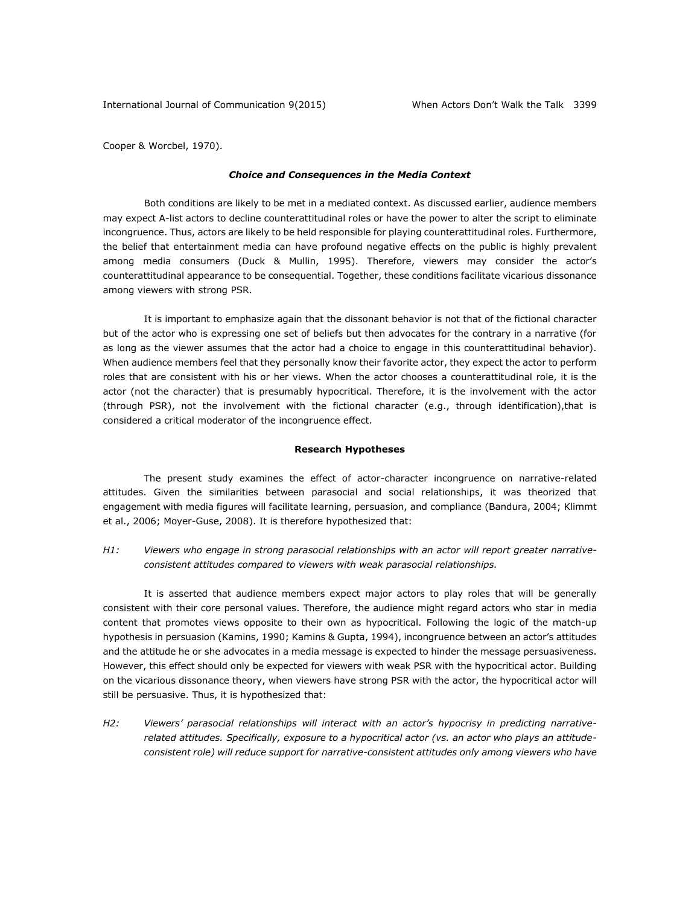Cooper & Worcbel, 1970).

### *Choice and Consequences in the Media Context*

Both conditions are likely to be met in a mediated context. As discussed earlier, audience members may expect A-list actors to decline counterattitudinal roles or have the power to alter the script to eliminate incongruence. Thus, actors are likely to be held responsible for playing counterattitudinal roles. Furthermore, the belief that entertainment media can have profound negative effects on the public is highly prevalent among media consumers (Duck & Mullin, 1995). Therefore, viewers may consider the actor's counterattitudinal appearance to be consequential. Together, these conditions facilitate vicarious dissonance among viewers with strong PSR.

It is important to emphasize again that the dissonant behavior is not that of the fictional character but of the actor who is expressing one set of beliefs but then advocates for the contrary in a narrative (for as long as the viewer assumes that the actor had a choice to engage in this counterattitudinal behavior). When audience members feel that they personally know their favorite actor, they expect the actor to perform roles that are consistent with his or her views. When the actor chooses a counterattitudinal role, it is the actor (not the character) that is presumably hypocritical. Therefore, it is the involvement with the actor (through PSR), not the involvement with the fictional character (e.g., through identification),that is considered a critical moderator of the incongruence effect.

## Research Hypotheses

The present study examines the effect of actor-character incongruence on narrative-related attitudes. Given the similarities between parasocial and social relationships, it was theorized that engagement with media figures will facilitate learning, persuasion, and compliance (Bandura, 2004; Klimmt et al., 2006; Moyer-Guse, 2008). It is therefore hypothesized that:

*H1: Viewers who engage in strong parasocial relationships with an actor will report greater narrative-consistent attitudes compared to viewers with weak parasocial relationships.*

It is asserted that audience members expect major actors to play roles that will be generally consistent with their core personal values. Therefore, the audience might regard actors who star in media content that promotes views opposite to their own as hypocritical. Following the logic of the match-up hypothesis in persuasion (Kamins, 1990; Kamins & Gupta, 1994), incongruence between an actor's attitudes and the attitude he or she advocates in a media message is expected to hinder the message persuasiveness. However, this effect should only be expected for viewers with weak PSR with the hypocritical actor. Building on the vicarious dissonance theory, when viewers have strong PSR with the actor, the hypocritical actor will still be persuasive. Thus, it is hypothesized that:

*H2: Viewers' parasocial relationships will interact with an actor's hypocrisy in predicting narrative-related attitudes. Specifically, exposure to a hypocritical actor (vs. an actor who plays an attitude-consistent role) will reduce support for narrative-consistent attitudes only among viewers who have*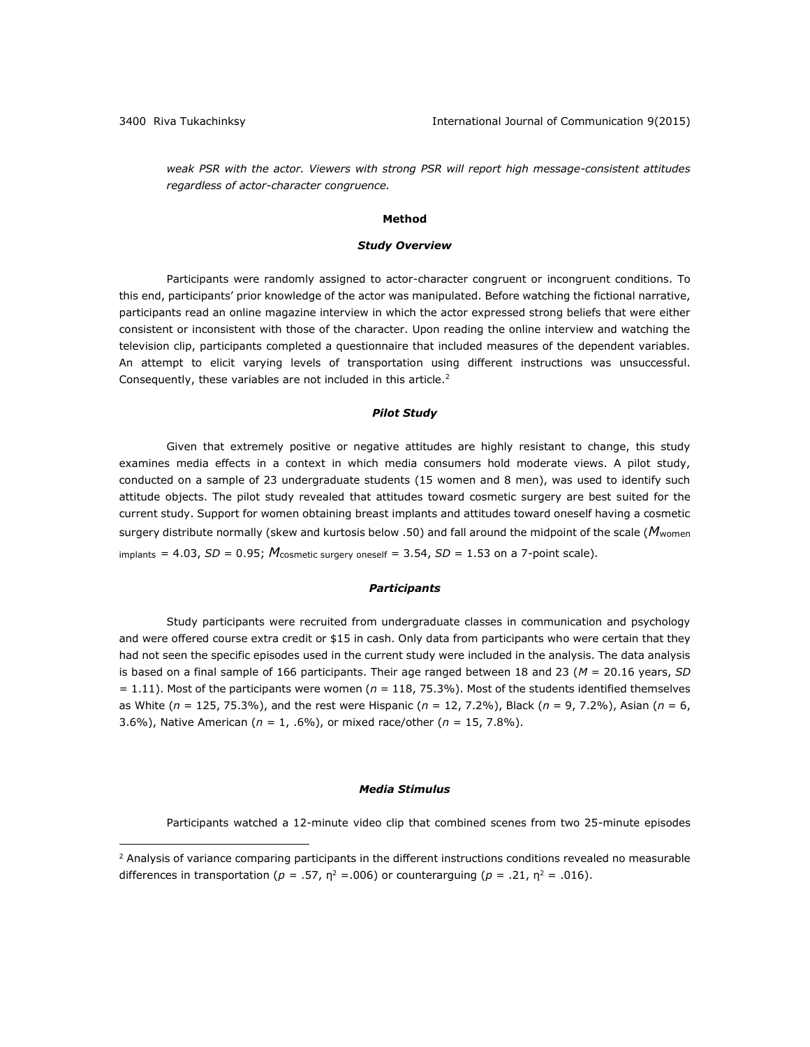*weak PSR with the actor. Viewers with strong PSR will report high message-consistent attitudes regardless of actor-character congruence.*

## Method

### *Study Overview*

Participants were randomly assigned to actor-character congruent or incongruent conditions. To this end, participants' prior knowledge of the actor was manipulated. Before watching the fictional narrative, participants read an online magazine interview in which the actor expressed strong beliefs that were either consistent or inconsistent with those of the character. Upon reading the online interview and watching the television clip, participants completed a questionnaire that included measures of the dependent variables. An attempt to elicit varying levels of transportation using different instructions was unsuccessful. Consequently, these variables are not included in this article.[2]

### *Pilot Study*

Given that extremely positive or negative attitudes are highly resistant to change, this study examines media effects in a context in which media consumers hold moderate views. A pilot study, conducted on a sample of 23 undergraduate students (15 women and 8 men), was used to identify such attitude objects. The pilot study revealed that attitudes toward cosmetic surgery are best suited for the current study. Support for women obtaining breast implants and attitudes toward oneself having a cosmetic surgery distribute normally (skew and kurtosis below .50) and fall around the midpoint of the scale ($M_{\text{women implants}} = 4.03$, $SD = 0.95$; $M_{\text{cosmetic surgery oneself}} = 3.54$, $SD = 1.53$ on a 7-point scale).

### *Participants*

Study participants were recruited from undergraduate classes in communication and psychology and were offered course extra credit or $15 in cash. Only data from participants who were certain that they had not seen the specific episodes used in the current study were included in the analysis. The data analysis is based on a final sample of 166 participants. Their age ranged between 18 and 23 ($M = 20.16$ years, $SD = 1.11$). Most of the participants were women ($n = 118$, 75.3%). Most of the students identified themselves as White ($n = 125$, 75.3%), and the rest were Hispanic ($n = 12$, 7.2%), Black ($n = 9$, 7.2%), Asian ($n = 6$, 3.6%), Native American ($n = 1$, .6%), or mixed race/other ($n = 15$, 7.8%).

### *Media Stimulus*

Participants watched a 12-minute video clip that combined scenes from two 25-minute episodes

---

[2] Analysis of variance comparing participants in the different instructions conditions revealed no measurable differences in transportation ($p = .57$, $\eta^2 = .006$) or counterarguing ($p = .21$, $\eta^2 = .016$).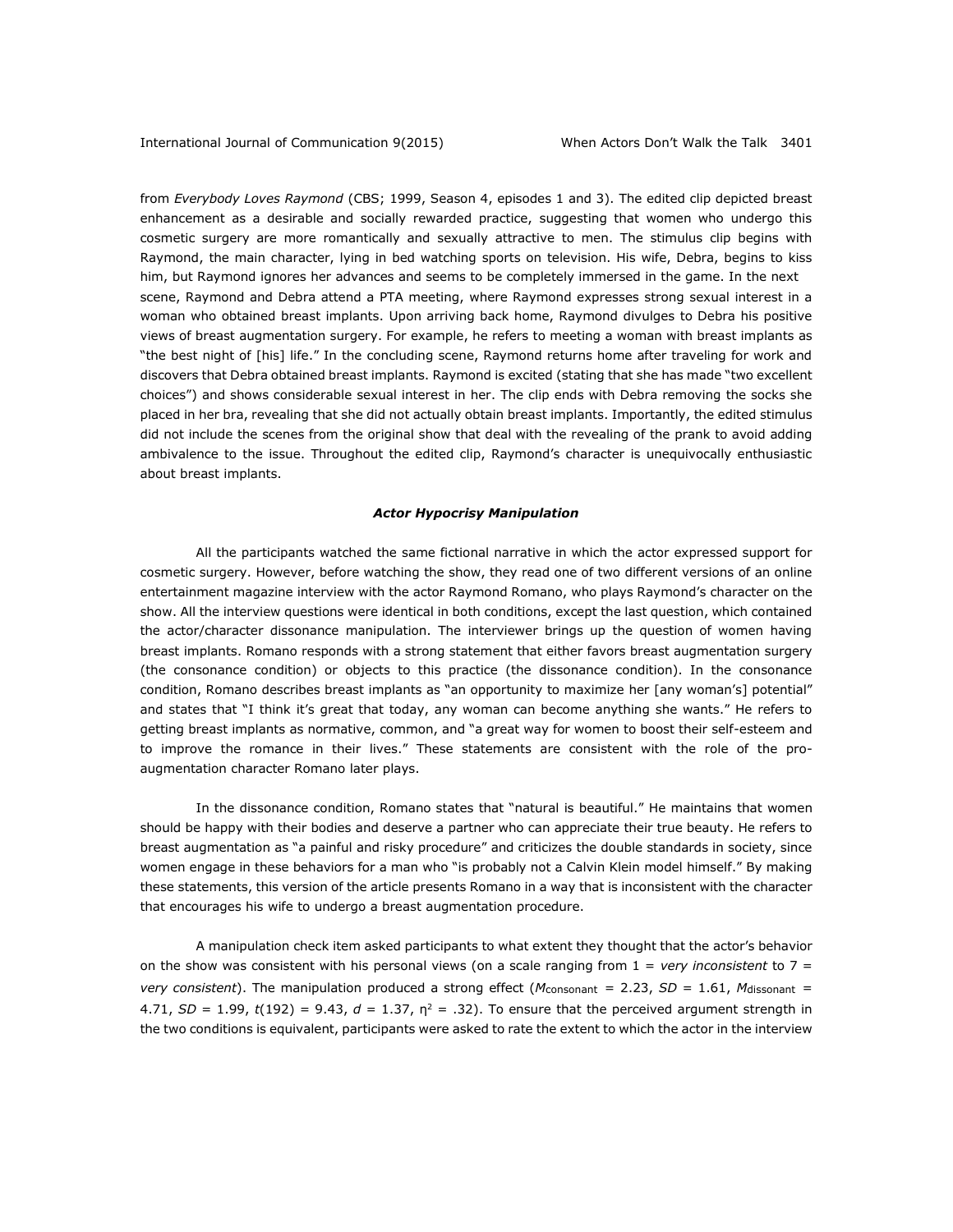from *Everybody Loves Raymond* (CBS; 1999, Season 4, episodes 1 and 3). The edited clip depicted breast enhancement as a desirable and socially rewarded practice, suggesting that women who undergo this cosmetic surgery are more romantically and sexually attractive to men. The stimulus clip begins with Raymond, the main character, lying in bed watching sports on television. His wife, Debra, begins to kiss him, but Raymond ignores her advances and seems to be completely immersed in the game. In the next scene, Raymond and Debra attend a PTA meeting, where Raymond expresses strong sexual interest in a woman who obtained breast implants. Upon arriving back home, Raymond divulges to Debra his positive views of breast augmentation surgery. For example, he refers to meeting a woman with breast implants as "the best night of [his] life." In the concluding scene, Raymond returns home after traveling for work and discovers that Debra obtained breast implants. Raymond is excited (stating that she has made "two excellent choices") and shows considerable sexual interest in her. The clip ends with Debra removing the socks she placed in her bra, revealing that she did not actually obtain breast implants. Importantly, the edited stimulus did not include the scenes from the original show that deal with the revealing of the prank to avoid adding ambivalence to the issue. Throughout the edited clip, Raymond's character is unequivocally enthusiastic about breast implants.

### *Actor Hypocrisy Manipulation*

All the participants watched the same fictional narrative in which the actor expressed support for cosmetic surgery. However, before watching the show, they read one of two different versions of an online entertainment magazine interview with the actor Raymond Romano, who plays Raymond's character on the show. All the interview questions were identical in both conditions, except the last question, which contained the actor/character dissonance manipulation. The interviewer brings up the question of women having breast implants. Romano responds with a strong statement that either favors breast augmentation surgery (the consonance condition) or objects to this practice (the dissonance condition). In the consonance condition, Romano describes breast implants as "an opportunity to maximize her [any woman's] potential" and states that "I think it's great that today, any woman can become anything she wants." He refers to getting breast implants as normative, common, and "a great way for women to boost their self-esteem and to improve the romance in their lives." These statements are consistent with the role of the pro-augmentation character Romano later plays.

In the dissonance condition, Romano states that "natural is beautiful." He maintains that women should be happy with their bodies and deserve a partner who can appreciate their true beauty. He refers to breast augmentation as "a painful and risky procedure" and criticizes the double standards in society, since women engage in these behaviors for a man who "is probably not a Calvin Klein model himself." By making these statements, this version of the article presents Romano in a way that is inconsistent with the character that encourages his wife to undergo a breast augmentation procedure.

A manipulation check item asked participants to what extent they thought that the actor's behavior on the show was consistent with his personal views (on a scale ranging from 1 = *very inconsistent* to 7 = *very consistent*). The manipulation produced a strong effect ($M_{\text{consonant}}$ = 2.23, $SD$ = 1.61, $M_{\text{dissonant}}$ = 4.71, $SD$ = 1.99, $t(192) = 9.43$, $d = 1.37$, $\eta^2 = .32$). To ensure that the perceived argument strength in the two conditions is equivalent, participants were asked to rate the extent to which the actor in the interview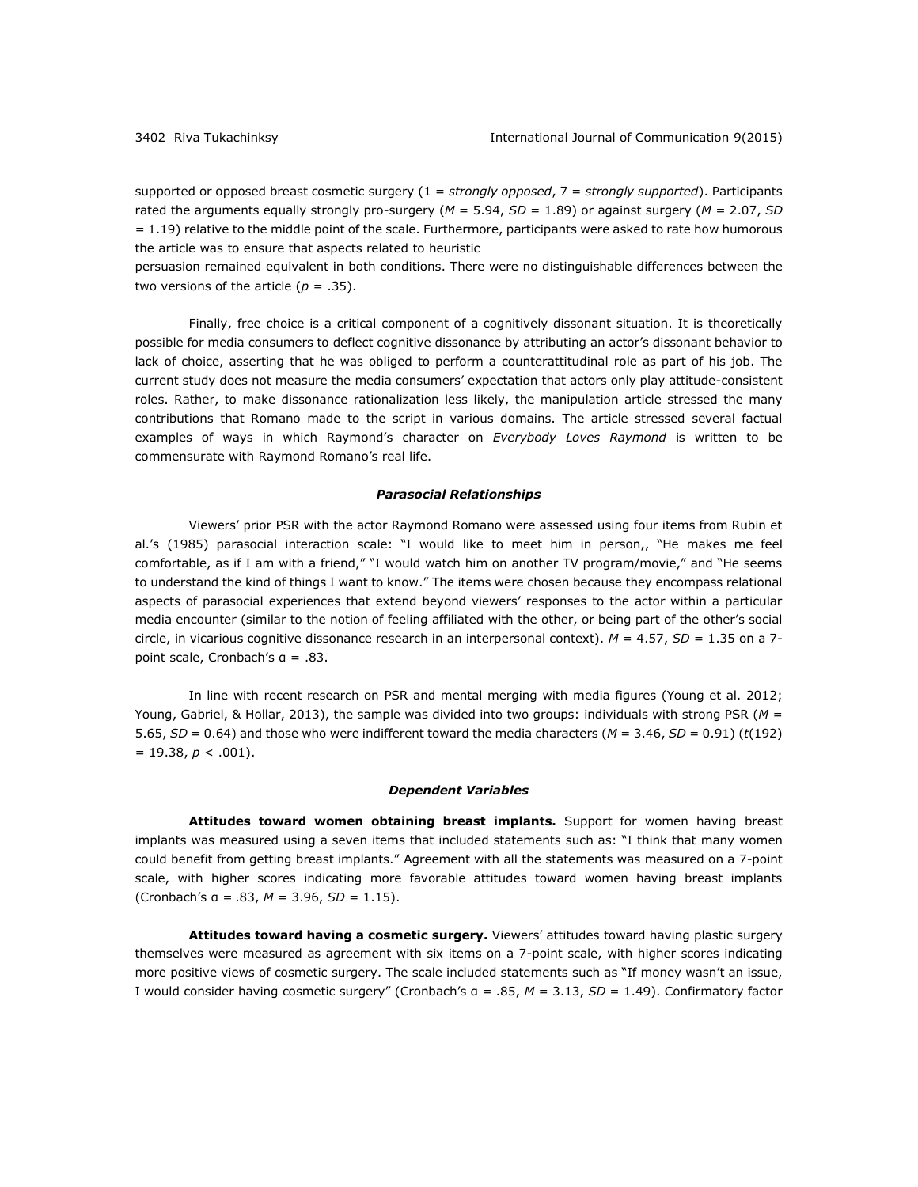supported or opposed breast cosmetic surgery (1 = *strongly opposed*, 7 = *strongly supported*). Participants rated the arguments equally strongly pro-surgery ($M$ = 5.94, $SD$ = 1.89) or against surgery ($M$ = 2.07, $SD$ = 1.19) relative to the middle point of the scale. Furthermore, participants were asked to rate how humorous the article was to ensure that aspects related to heuristic persuasion remained equivalent in both conditions. There were no distinguishable differences between the two versions of the article ($p$ = .35).

Finally, free choice is a critical component of a cognitively dissonant situation. It is theoretically possible for media consumers to deflect cognitive dissonance by attributing an actor's dissonant behavior to lack of choice, asserting that he was obliged to perform a counterattitudinal role as part of his job. The current study does not measure the media consumers' expectation that actors only play attitude-consistent roles. Rather, to make dissonance rationalization less likely, the manipulation article stressed the many contributions that Romano made to the script in various domains. The article stressed several factual examples of ways in which Raymond's character on *Everybody Loves Raymond* is written to be commensurate with Raymond Romano's real life.

### *Parasocial Relationships*

Viewers' prior PSR with the actor Raymond Romano were assessed using four items from Rubin et al.'s (1985) parasocial interaction scale: "I would like to meet him in person,, "He makes me feel comfortable, as if I am with a friend," "I would watch him on another TV program/movie," and "He seems to understand the kind of things I want to know." The items were chosen because they encompass relational aspects of parasocial experiences that extend beyond viewers' responses to the actor within a particular media encounter (similar to the notion of feeling affiliated with the other, or being part of the other's social circle, in vicarious cognitive dissonance research in an interpersonal context). $M$ = 4.57, $SD$ = 1.35 on a 7-point scale, Cronbach's α = .83.

In line with recent research on PSR and mental merging with media figures (Young et al. 2012; Young, Gabriel, & Hollar, 2013), the sample was divided into two groups: individuals with strong PSR ($M$ = 5.65, $SD$ = 0.64) and those who were indifferent toward the media characters ($M$ = 3.46, $SD$ = 0.91) ($t(192)$ = 19.38, $p < .001$).

### *Dependent Variables*

**Attitudes toward women obtaining breast implants.** Support for women having breast implants was measured using a seven items that included statements such as: "I think that many women could benefit from getting breast implants." Agreement with all the statements was measured on a 7-point scale, with higher scores indicating more favorable attitudes toward women having breast implants (Cronbach's α = .83, $M$ = 3.96, $SD$ = 1.15).

**Attitudes toward having a cosmetic surgery.** Viewers' attitudes toward having plastic surgery themselves were measured as agreement with six items on a 7-point scale, with higher scores indicating more positive views of cosmetic surgery. The scale included statements such as "If money wasn't an issue, I would consider having cosmetic surgery" (Cronbach's α = .85, $M$ = 3.13, $SD$ = 1.49). Confirmatory factor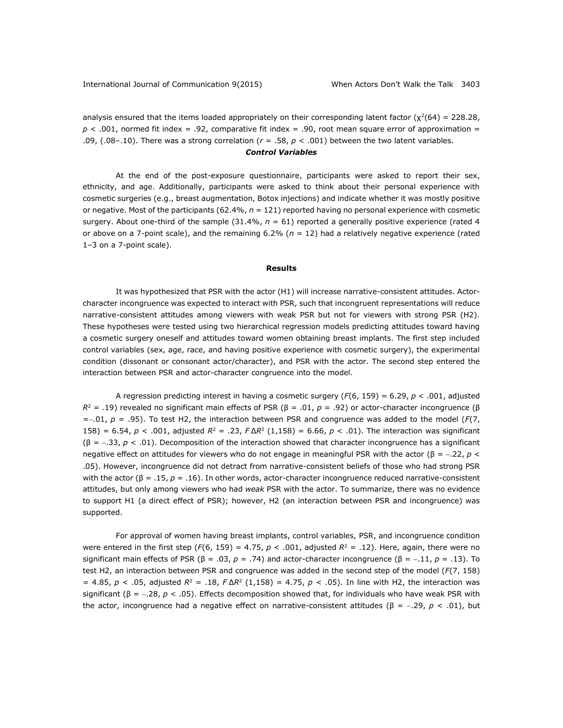analysis ensured that the items loaded appropriately on their corresponding latent factor ($\chi^2(64) = 228.28$, $p < .001$, normed fit index = .92, comparative fit index = .90, root mean square error of approximation = .09, (.08–.10). There was a strong correlation ($r = .58$, $p < .001$) between the two latent variables.

### *Control Variables*

At the end of the post-exposure questionnaire, participants were asked to report their sex, ethnicity, and age. Additionally, participants were asked to think about their personal experience with cosmetic surgeries (e.g., breast augmentation, Botox injections) and indicate whether it was mostly positive or negative. Most of the participants (62.4%, $n = 121$) reported having no personal experience with cosmetic surgery. About one-third of the sample (31.4%, $n = 61$) reported a generally positive experience (rated 4 or above on a 7-point scale), and the remaining 6.2% ($n = 12$) had a relatively negative experience (rated 1–3 on a 7-point scale).

## Results

It was hypothesized that PSR with the actor (H1) will increase narrative-consistent attitudes. Actor-character incongruence was expected to interact with PSR, such that incongruent representations will reduce narrative-consistent attitudes among viewers with weak PSR but not for viewers with strong PSR (H2). These hypotheses were tested using two hierarchical regression models predicting attitudes toward having a cosmetic surgery oneself and attitudes toward women obtaining breast implants. The first step included control variables (sex, age, race, and having positive experience with cosmetic surgery), the experimental condition (dissonant or consonant actor/character), and PSR with the actor. The second step entered the interaction between PSR and actor-character congruence into the model.

A regression predicting interest in having a cosmetic surgery ($F(6, 159) = 6.29$, $p < .001$, adjusted $R^2 = .19$) revealed no significant main effects of PSR ($\beta = .01$, $p = .92$) or actor-character incongruence ($\beta = -.01$, $p = .95$). To test H2, the interaction between PSR and congruence was added to the model ($F(7, 158) = 6.54$, $p < .001$, adjusted $R^2 = .23$, $F\Delta R^2$ $(1,158) = 6.66$, $p < .01$). The interaction was significant ($\beta = -.33$, $p < .01$). Decomposition of the interaction showed that character incongruence has a significant negative effect on attitudes for viewers who do not engage in meaningful PSR with the actor ($\beta = -.22$, $p < .05$). However, incongruence did not detract from narrative-consistent beliefs of those who had strong PSR with the actor ($\beta = .15$, $p = .16$). In other words, actor-character incongruence reduced narrative-consistent attitudes, but only among viewers who had *weak* PSR with the actor. To summarize, there was no evidence to support H1 (a direct effect of PSR); however, H2 (an interaction between PSR and incongruence) was supported.

For approval of women having breast implants, control variables, PSR, and incongruence condition were entered in the first step ($F(6, 159) = 4.75$, $p < .001$, adjusted $R^2 = .12$). Here, again, there were no significant main effects of PSR ($\beta = .03$, $p = .74$) and actor-character incongruence ($\beta = -.11$, $p = .13$). To test H2, an interaction between PSR and congruence was added in the second step of the model ($F(7, 158) = 4.85$, $p < .05$, adjusted $R^2 = .18$, $F\Delta R^2$ $(1,158) = 4.75$, $p < .05$). In line with H2, the interaction was significant ($\beta = -.28$, $p < .05$). Effects decomposition showed that, for individuals who have weak PSR with the actor, incongruence had a negative effect on narrative-consistent attitudes ($\beta = -.29$, $p < .01$), but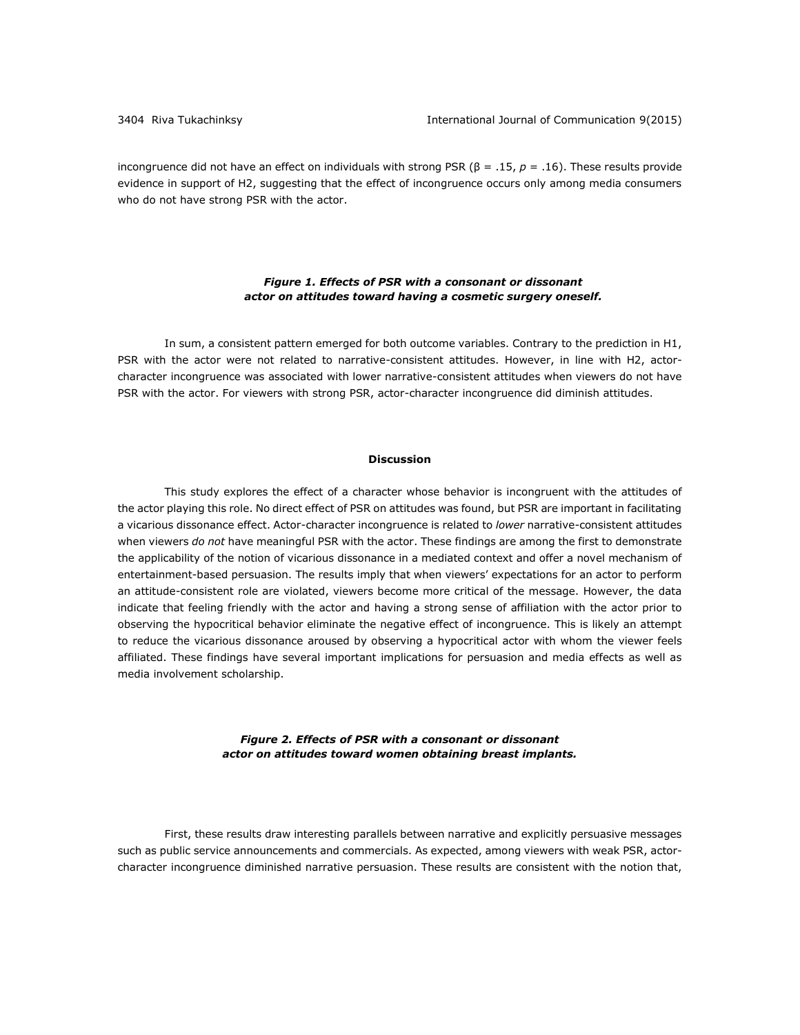incongruence did not have an effect on individuals with strong PSR ($\beta = .15$, $p = .16$). These results provide evidence in support of H2, suggesting that the effect of incongruence occurs only among media consumers who do not have strong PSR with the actor.

***Figure 1. Effects of PSR with a consonant or dissonant actor on attitudes toward having a cosmetic surgery oneself.***

In sum, a consistent pattern emerged for both outcome variables. Contrary to the prediction in H1, PSR with the actor were not related to narrative-consistent attitudes. However, in line with H2, actor-character incongruence was associated with lower narrative-consistent attitudes when viewers do not have PSR with the actor. For viewers with strong PSR, actor-character incongruence did diminish attitudes.

## Discussion

This study explores the effect of a character whose behavior is incongruent with the attitudes of the actor playing this role. No direct effect of PSR on attitudes was found, but PSR are important in facilitating a vicarious dissonance effect. Actor-character incongruence is related to *lower* narrative-consistent attitudes when viewers *do not* have meaningful PSR with the actor. These findings are among the first to demonstrate the applicability of the notion of vicarious dissonance in a mediated context and offer a novel mechanism of entertainment-based persuasion. The results imply that when viewers' expectations for an actor to perform an attitude-consistent role are violated, viewers become more critical of the message. However, the data indicate that feeling friendly with the actor and having a strong sense of affiliation with the actor prior to observing the hypocritical behavior eliminate the negative effect of incongruence. This is likely an attempt to reduce the vicarious dissonance aroused by observing a hypocritical actor with whom the viewer feels affiliated. These findings have several important implications for persuasion and media effects as well as media involvement scholarship.

***Figure 2. Effects of PSR with a consonant or dissonant actor on attitudes toward women obtaining breast implants.***

First, these results draw interesting parallels between narrative and explicitly persuasive messages such as public service announcements and commercials. As expected, among viewers with weak PSR, actor-character incongruence diminished narrative persuasion. These results are consistent with the notion that,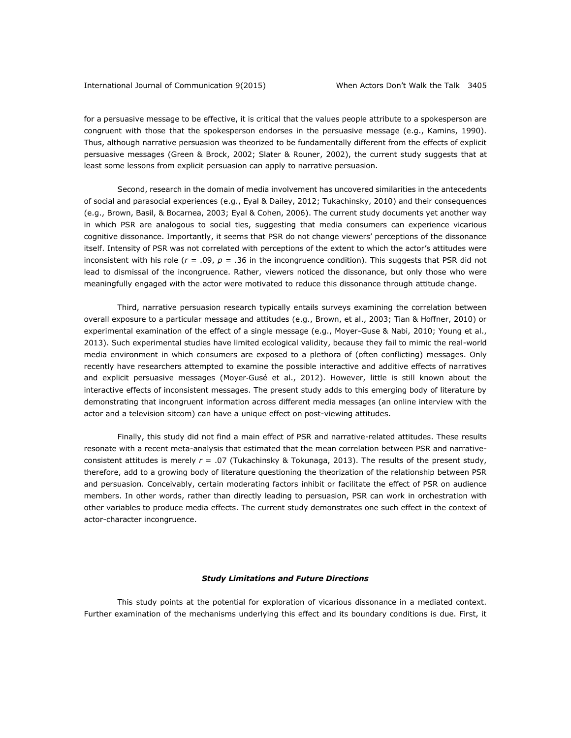for a persuasive message to be effective, it is critical that the values people attribute to a spokesperson are congruent with those that the spokesperson endorses in the persuasive message (e.g., Kamins, 1990). Thus, although narrative persuasion was theorized to be fundamentally different from the effects of explicit persuasive messages (Green & Brock, 2002; Slater & Rouner, 2002), the current study suggests that at least some lessons from explicit persuasion can apply to narrative persuasion.

Second, research in the domain of media involvement has uncovered similarities in the antecedents of social and parasocial experiences (e.g., Eyal & Dailey, 2012; Tukachinsky, 2010) and their consequences (e.g., Brown, Basil, & Bocarnea, 2003; Eyal & Cohen, 2006). The current study documents yet another way in which PSR are analogous to social ties, suggesting that media consumers can experience vicarious cognitive dissonance. Importantly, it seems that PSR do not change viewers' perceptions of the dissonance itself. Intensity of PSR was not correlated with perceptions of the extent to which the actor's attitudes were inconsistent with his role ($r = .09$, $p = .36$ in the incongruence condition). This suggests that PSR did not lead to dismissal of the incongruence. Rather, viewers noticed the dissonance, but only those who were meaningfully engaged with the actor were motivated to reduce this dissonance through attitude change.

Third, narrative persuasion research typically entails surveys examining the correlation between overall exposure to a particular message and attitudes (e.g., Brown, et al., 2003; Tian & Hoffner, 2010) or experimental examination of the effect of a single message (e.g., Moyer-Guse & Nabi, 2010; Young et al., 2013). Such experimental studies have limited ecological validity, because they fail to mimic the real-world media environment in which consumers are exposed to a plethora of (often conflicting) messages. Only recently have researchers attempted to examine the possible interactive and additive effects of narratives and explicit persuasive messages (Moyer-Gusé et al., 2012). However, little is still known about the interactive effects of inconsistent messages. The present study adds to this emerging body of literature by demonstrating that incongruent information across different media messages (an online interview with the actor and a television sitcom) can have a unique effect on post-viewing attitudes.

Finally, this study did not find a main effect of PSR and narrative-related attitudes. These results resonate with a recent meta-analysis that estimated that the mean correlation between PSR and narrative-consistent attitudes is merely $r = .07$ (Tukachinsky & Tokunaga, 2013). The results of the present study, therefore, add to a growing body of literature questioning the theorization of the relationship between PSR and persuasion. Conceivably, certain moderating factors inhibit or facilitate the effect of PSR on audience members. In other words, rather than directly leading to persuasion, PSR can work in orchestration with other variables to produce media effects. The current study demonstrates one such effect in the context of actor-character incongruence.

### *Study Limitations and Future Directions*

This study points at the potential for exploration of vicarious dissonance in a mediated context. Further examination of the mechanisms underlying this effect and its boundary conditions is due. First, it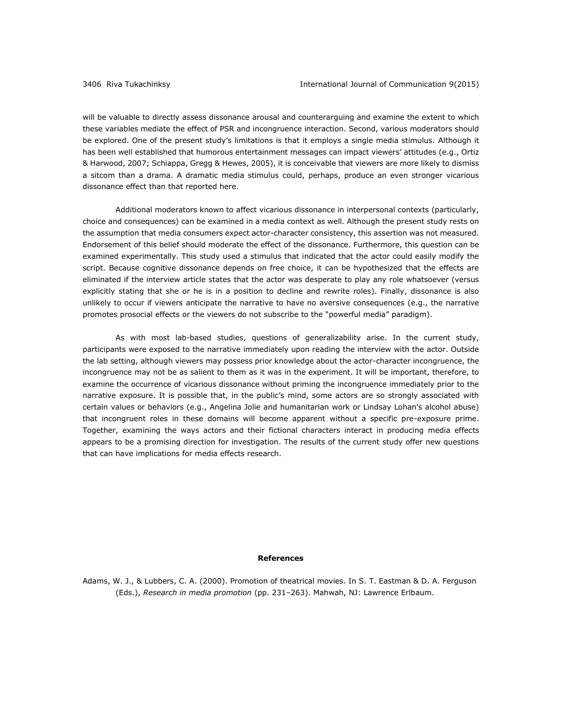will be valuable to directly assess dissonance arousal and counterarguing and examine the extent to which these variables mediate the effect of PSR and incongruence interaction. Second, various moderators should be explored. One of the present study's limitations is that it employs a single media stimulus. Although it has been well established that humorous entertainment messages can impact viewers' attitudes (e.g., Ortiz & Harwood, 2007; Schiappa, Gregg & Hewes, 2005), it is conceivable that viewers are more likely to dismiss a sitcom than a drama. A dramatic media stimulus could, perhaps, produce an even stronger vicarious dissonance effect than that reported here.

Additional moderators known to affect vicarious dissonance in interpersonal contexts (particularly, choice and consequences) can be examined in a media context as well. Although the present study rests on the assumption that media consumers expect actor-character consistency, this assertion was not measured. Endorsement of this belief should moderate the effect of the dissonance. Furthermore, this question can be examined experimentally. This study used a stimulus that indicated that the actor could easily modify the script. Because cognitive dissonance depends on free choice, it can be hypothesized that the effects are eliminated if the interview article states that the actor was desperate to play any role whatsoever (versus explicitly stating that she or he is in a position to decline and rewrite roles). Finally, dissonance is also unlikely to occur if viewers anticipate the narrative to have no aversive consequences (e.g., the narrative promotes prosocial effects or the viewers do not subscribe to the "powerful media" paradigm).

As with most lab-based studies, questions of generalizability arise. In the current study, participants were exposed to the narrative immediately upon reading the interview with the actor. Outside the lab setting, although viewers may possess prior knowledge about the actor-character incongruence, the incongruence may not be as salient to them as it was in the experiment. It will be important, therefore, to examine the occurrence of vicarious dissonance without priming the incongruence immediately prior to the narrative exposure. It is possible that, in the public's mind, some actors are so strongly associated with certain values or behaviors (e.g., Angelina Jolie and humanitarian work or Lindsay Lohan's alcohol abuse) that incongruent roles in these domains will become apparent without a specific pre-exposure prime. Together, examining the ways actors and their fictional characters interact in producing media effects appears to be a promising direction for investigation. The results of the current study offer new questions that can have implications for media effects research.

## References

Adams, W. J., & Lubbers, C. A. (2000). Promotion of theatrical movies. In S. T. Eastman & D. A. Ferguson (Eds.), *Research in media promotion* (pp. 231–263). Mahwah, NJ: Lawrence Erlbaum.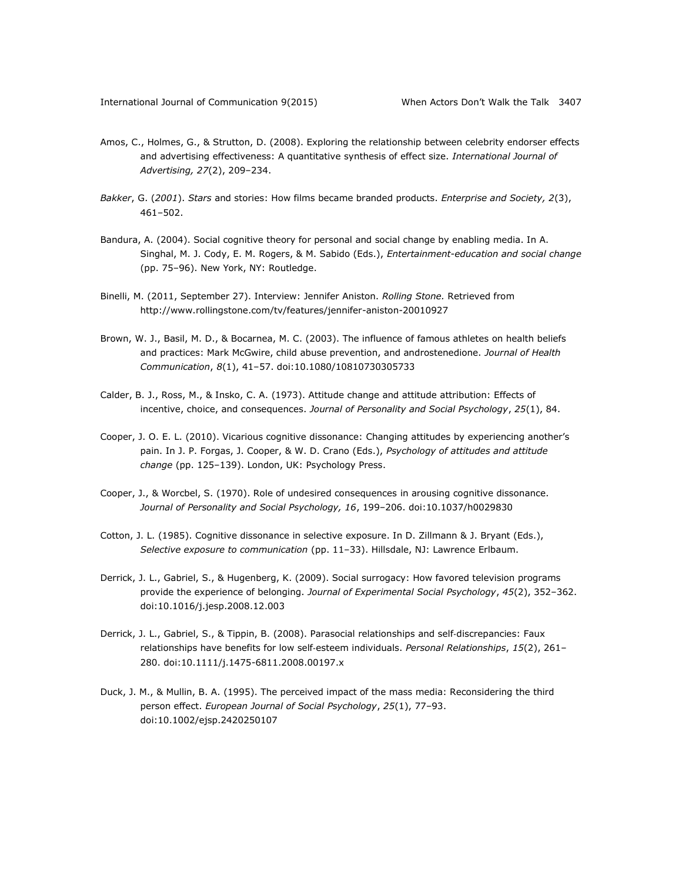Amos, C., Holmes, G., & Strutton, D. (2008). Exploring the relationship between celebrity endorser effects and advertising effectiveness: A quantitative synthesis of effect size. *International Journal of Advertising, 27*(2), 209–234.

*Bakker*, G. (*2001*). *Stars* and stories: How films became branded products. *Enterprise and Society, 2*(3), 461–502.

Bandura, A. (2004). Social cognitive theory for personal and social change by enabling media. In A. Singhal, M. J. Cody, E. M. Rogers, & M. Sabido (Eds.), *Entertainment-education and social change* (pp. 75–96). New York, NY: Routledge.

Binelli, M. (2011, September 27). Interview: Jennifer Aniston. *Rolling Stone.* Retrieved from http://www.rollingstone.com/tv/features/jennifer-aniston-20010927

Brown, W. J., Basil, M. D., & Bocarnea, M. C. (2003). The influence of famous athletes on health beliefs and practices: Mark McGwire, child abuse prevention, and androstenedione. *Journal of Health Communication*, *8*(1), 41–57. doi:10.1080/10810730305733

Calder, B. J., Ross, M., & Insko, C. A. (1973). Attitude change and attitude attribution: Effects of incentive, choice, and consequences. *Journal of Personality and Social Psychology*, *25*(1), 84.

Cooper, J. O. E. L. (2010). Vicarious cognitive dissonance: Changing attitudes by experiencing another's pain. In J. P. Forgas, J. Cooper, & W. D. Crano (Eds.), *Psychology of attitudes and attitude change* (pp. 125–139). London, UK: Psychology Press.

Cooper, J., & Worcbel, S. (1970). Role of undesired consequences in arousing cognitive dissonance. *Journal of Personality and Social Psychology, 16*, 199–206. doi:10.1037/h0029830

Cotton, J. L. (1985). Cognitive dissonance in selective exposure. In D. Zillmann & J. Bryant (Eds.), *Selective exposure to communication* (pp. 11–33). Hillsdale, NJ: Lawrence Erlbaum.

Derrick, J. L., Gabriel, S., & Hugenberg, K. (2009). Social surrogacy: How favored television programs provide the experience of belonging. *Journal of Experimental Social Psychology*, *45*(2), 352–362. doi:10.1016/j.jesp.2008.12.003

Derrick, J. L., Gabriel, S., & Tippin, B. (2008). Parasocial relationships and self-discrepancies: Faux relationships have benefits for low self-esteem individuals. *Personal Relationships*, *15*(2), 261–280. doi:10.1111/j.1475-6811.2008.00197.x

Duck, J. M., & Mullin, B. A. (1995). The perceived impact of the mass media: Reconsidering the third person effect. *European Journal of Social Psychology*, *25*(1), 77–93. doi:10.1002/ejsp.2420250107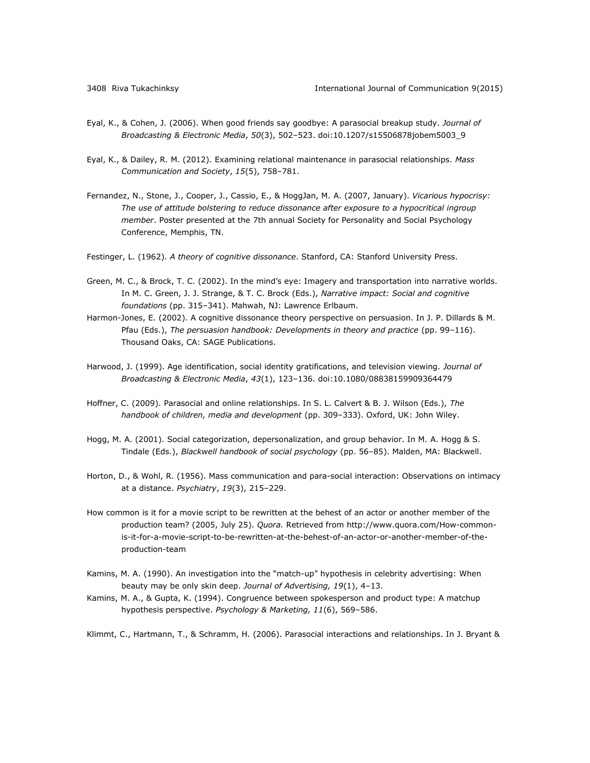Eyal, K., & Cohen, J. (2006). When good friends say goodbye: A parasocial breakup study. *Journal of Broadcasting & Electronic Media*, *50*(3), 502–523. doi:10.1207/s15506878jobem5003_9

Eyal, K., & Dailey, R. M. (2012). Examining relational maintenance in parasocial relationships. *Mass Communication and Society*, *15*(5), 758–781.

Fernandez, N., Stone, J., Cooper, J., Cassio, E., & HoggJan, M. A. (2007, January). *Vicarious hypocrisy: The use of attitude bolstering to reduce dissonance after exposure to a hypocritical ingroup member*. Poster presented at the 7th annual Society for Personality and Social Psychology Conference, Memphis, TN.

Festinger, L. (1962). *A theory of cognitive dissonance*. Stanford, CA: Stanford University Press.

Green, M. C., & Brock, T. C. (2002). In the mind's eye: Imagery and transportation into narrative worlds. In M. C. Green, J. J. Strange, & T. C. Brock (Eds.), *Narrative impact: Social and cognitive foundations* (pp. 315–341). Mahwah, NJ: Lawrence Erlbaum.

Harmon-Jones, E. (2002). A cognitive dissonance theory perspective on persuasion. In J. P. Dillards & M. Pfau (Eds.), *The persuasion handbook: Developments in theory and practice* (pp. 99–116). Thousand Oaks, CA: SAGE Publications.

Harwood, J. (1999). Age identification, social identity gratifications, and television viewing. *Journal of Broadcasting & Electronic Media*, *43*(1), 123–136. doi:10.1080/08838159909364479

Hoffner, C. (2009). Parasocial and online relationships. In S. L. Calvert & B. J. Wilson (Eds.), *The handbook of children, media and development* (pp. 309–333). Oxford, UK: John Wiley.

Hogg, M. A. (2001). Social categorization, depersonalization, and group behavior. In M. A. Hogg & S. Tindale (Eds.), *Blackwell handbook of social psychology* (pp. 56–85). Malden, MA: Blackwell.

Horton, D., & Wohl, R. (1956). Mass communication and para-social interaction: Observations on intimacy at a distance. *Psychiatry*, *19*(3), 215–229.

How common is it for a movie script to be rewritten at the behest of an actor or another member of the production team? (2005, July 25). *Quora.* Retrieved from http://www.quora.com/How-common-is-it-for-a-movie-script-to-be-rewritten-at-the-behest-of-an-actor-or-another-member-of-the-production-team

Kamins, M. A. (1990). An investigation into the "match-up" hypothesis in celebrity advertising: When beauty may be only skin deep. *Journal of Advertising, 19*(1), 4–13.

Kamins, M. A., & Gupta, K. (1994). Congruence between spokesperson and product type: A matchup hypothesis perspective. *Psychology & Marketing, 11*(6), 569–586.

Klimmt, C., Hartmann, T., & Schramm, H. (2006). Parasocial interactions and relationships. In J. Bryant &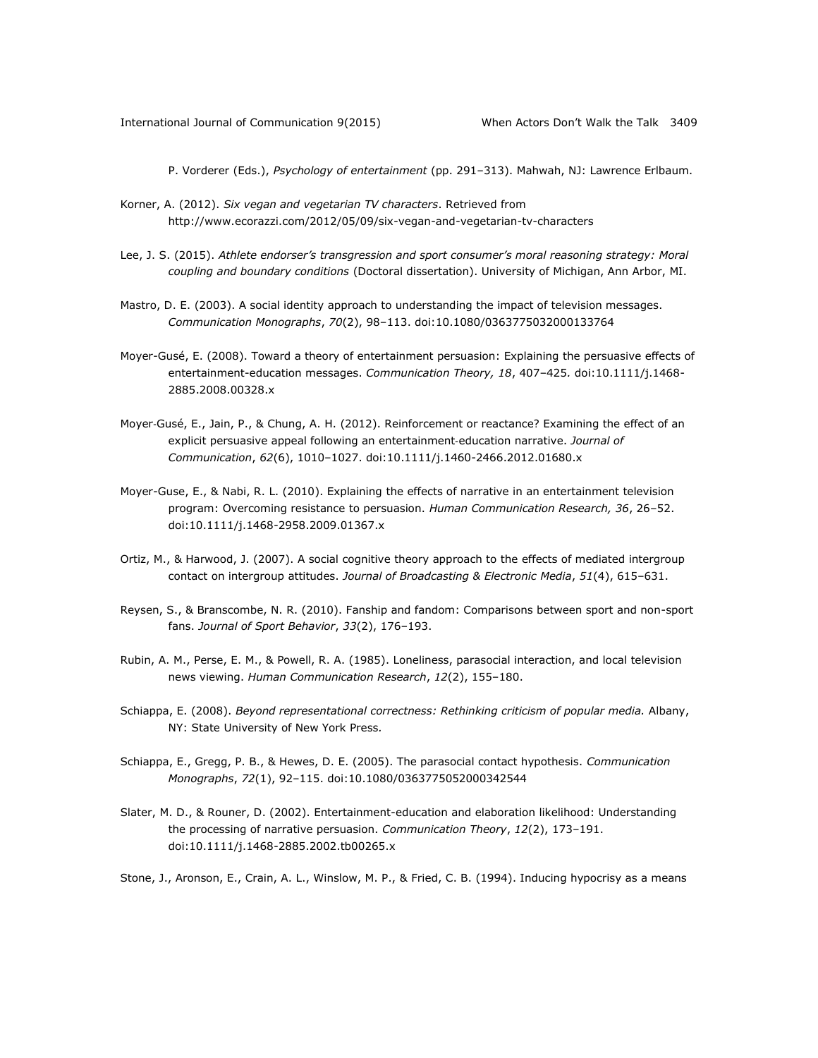P. Vorderer (Eds.), *Psychology of entertainment* (pp. 291–313). Mahwah, NJ: Lawrence Erlbaum.

Korner, A. (2012). *Six vegan and vegetarian TV characters*. Retrieved from http://www.ecorazzi.com/2012/05/09/six-vegan-and-vegetarian-tv-characters

Lee, J. S. (2015). *Athlete endorser's transgression and sport consumer's moral reasoning strategy: Moral coupling and boundary conditions* (Doctoral dissertation). University of Michigan, Ann Arbor, MI.

Mastro, D. E. (2003). A social identity approach to understanding the impact of television messages. *Communication Monographs*, *70*(2), 98–113. doi:10.1080/0363775032000133764

Moyer-Gusé, E. (2008). Toward a theory of entertainment persuasion: Explaining the persuasive effects of entertainment-education messages. *Communication Theory, 18*, 407–425. doi:10.1111/j.1468-2885.2008.00328.x

Moyer-Gusé, E., Jain, P., & Chung, A. H. (2012). Reinforcement or reactance? Examining the effect of an explicit persuasive appeal following an entertainment-education narrative. *Journal of Communication*, *62*(6), 1010–1027. doi:10.1111/j.1460-2466.2012.01680.x

Moyer-Guse, E., & Nabi, R. L. (2010). Explaining the effects of narrative in an entertainment television program: Overcoming resistance to persuasion. *Human Communication Research, 36*, 26–52. doi:10.1111/j.1468-2958.2009.01367.x

Ortiz, M., & Harwood, J. (2007). A social cognitive theory approach to the effects of mediated intergroup contact on intergroup attitudes. *Journal of Broadcasting & Electronic Media*, *51*(4), 615–631.

Reysen, S., & Branscombe, N. R. (2010). Fanship and fandom: Comparisons between sport and non-sport fans. *Journal of Sport Behavior*, *33*(2), 176–193.

Rubin, A. M., Perse, E. M., & Powell, R. A. (1985). Loneliness, parasocial interaction, and local television news viewing. *Human Communication Research*, *12*(2), 155–180.

Schiappa, E. (2008). *Beyond representational correctness: Rethinking criticism of popular media.* Albany, NY: State University of New York Press.

Schiappa, E., Gregg, P. B., & Hewes, D. E. (2005). The parasocial contact hypothesis. *Communication Monographs*, *72*(1), 92–115. doi:10.1080/0363775052000342544

Slater, M. D., & Rouner, D. (2002). Entertainment-education and elaboration likelihood: Understanding the processing of narrative persuasion. *Communication Theory*, *12*(2), 173–191. doi:10.1111/j.1468-2885.2002.tb00265.x

Stone, J., Aronson, E., Crain, A. L., Winslow, M. P., & Fried, C. B. (1994). Inducing hypocrisy as a means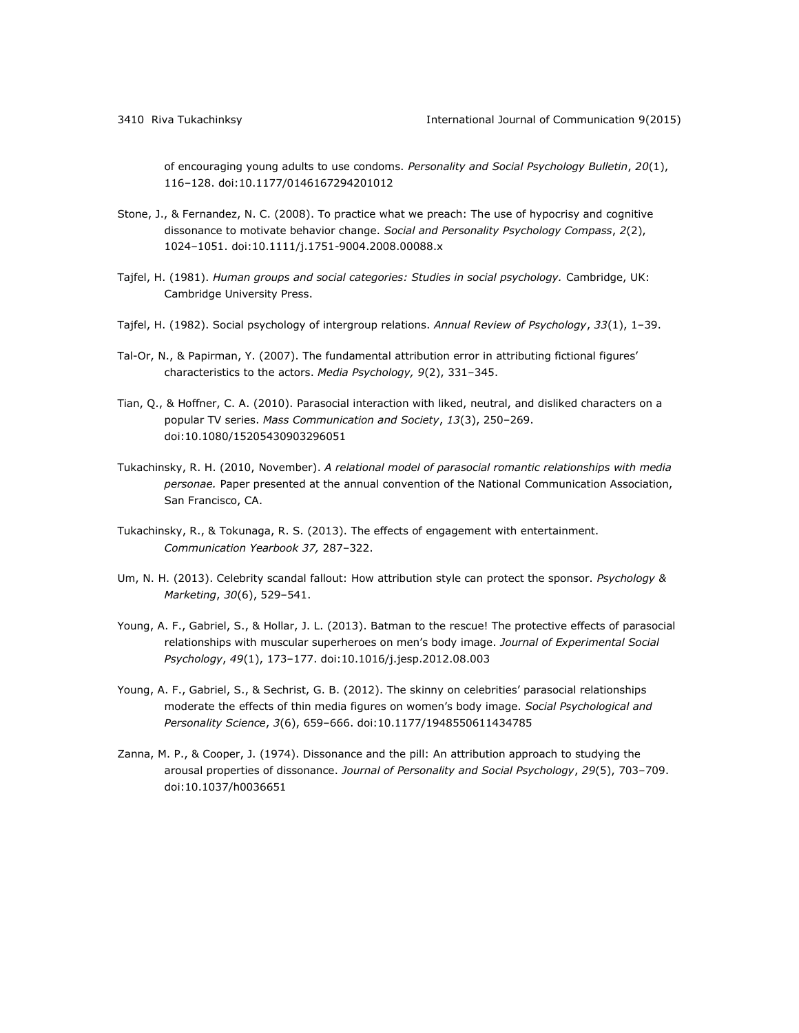of encouraging young adults to use condoms. *Personality and Social Psychology Bulletin*, *20*(1), 116–128. doi:10.1177/0146167294201012

Stone, J., & Fernandez, N. C. (2008). To practice what we preach: The use of hypocrisy and cognitive dissonance to motivate behavior change. *Social and Personality Psychology Compass*, *2*(2), 1024–1051. doi:10.1111/j.1751-9004.2008.00088.x

Tajfel, H. (1981). *Human groups and social categories: Studies in social psychology.* Cambridge, UK: Cambridge University Press.

Tajfel, H. (1982). Social psychology of intergroup relations. *Annual Review of Psychology*, *33*(1), 1–39.

Tal-Or, N., & Papirman, Y. (2007). The fundamental attribution error in attributing fictional figures' characteristics to the actors. *Media Psychology, 9*(2), 331–345.

Tian, Q., & Hoffner, C. A. (2010). Parasocial interaction with liked, neutral, and disliked characters on a popular TV series. *Mass Communication and Society*, *13*(3), 250–269. doi:10.1080/15205430903296051

Tukachinsky, R. H. (2010, November). *A relational model of parasocial romantic relationships with media personae.* Paper presented at the annual convention of the National Communication Association, San Francisco, CA.

Tukachinsky, R., & Tokunaga, R. S. (2013). The effects of engagement with entertainment. *Communication Yearbook 37,* 287–322.

Um, N. H. (2013). Celebrity scandal fallout: How attribution style can protect the sponsor. *Psychology & Marketing*, *30*(6), 529–541.

Young, A. F., Gabriel, S., & Hollar, J. L. (2013). Batman to the rescue! The protective effects of parasocial relationships with muscular superheroes on men's body image. *Journal of Experimental Social Psychology*, *49*(1), 173–177. doi:10.1016/j.jesp.2012.08.003

Young, A. F., Gabriel, S., & Sechrist, G. B. (2012). The skinny on celebrities' parasocial relationships moderate the effects of thin media figures on women's body image. *Social Psychological and Personality Science*, *3*(6), 659–666. doi:10.1177/1948550611434785

Zanna, M. P., & Cooper, J. (1974). Dissonance and the pill: An attribution approach to studying the arousal properties of dissonance. *Journal of Personality and Social Psychology*, *29*(5), 703–709. doi:10.1037/h0036651